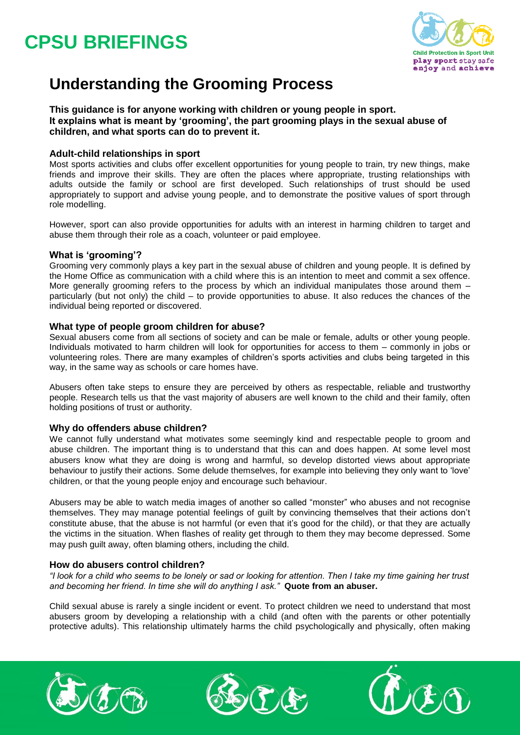# CPSU BRIEFINGS

Child Protection in Sport Unit
play sport stay safe
enjoy and achieve

## Understanding the Grooming Process

**This guidance is for anyone working with children or young people in sport.**
**It explains what is meant by 'grooming', the part grooming plays in the sexual abuse of children, and what sports can do to prevent it.**

### Adult-child relationships in sport

Most sports activities and clubs offer excellent opportunities for young people to train, try new things, make friends and improve their skills. They are often the places where appropriate, trusting relationships with adults outside the family or school are first developed. Such relationships of trust should be used appropriately to support and advise young people, and to demonstrate the positive values of sport through role modelling.

However, sport can also provide opportunities for adults with an interest in harming children to target and abuse them through their role as a coach, volunteer or paid employee.

### What is 'grooming'?

Grooming very commonly plays a key part in the sexual abuse of children and young people. It is defined by the Home Office as communication with a child where this is an intention to meet and commit a sex offence. More generally grooming refers to the process by which an individual manipulates those around them – particularly (but not only) the child – to provide opportunities to abuse. It also reduces the chances of the individual being reported or discovered.

### What type of people groom children for abuse?

Sexual abusers come from all sections of society and can be male or female, adults or other young people. Individuals motivated to harm children will look for opportunities for access to them – commonly in jobs or volunteering roles. There are many examples of children's sports activities and clubs being targeted in this way, in the same way as schools or care homes have.

Abusers often take steps to ensure they are perceived by others as respectable, reliable and trustworthy people. Research tells us that the vast majority of abusers are well known to the child and their family, often holding positions of trust or authority.

### Why do offenders abuse children?

We cannot fully understand what motivates some seemingly kind and respectable people to groom and abuse children. The important thing is to understand that this can and does happen. At some level most abusers know what they are doing is wrong and harmful, so develop distorted views about appropriate behaviour to justify their actions. Some delude themselves, for example into believing they only want to 'love' children, or that the young people enjoy and encourage such behaviour.

Abusers may be able to watch media images of another so called "monster" who abuses and not recognise themselves. They may manage potential feelings of guilt by convincing themselves that their actions don't constitute abuse, that the abuse is not harmful (or even that it's good for the child), or that they are actually the victims in the situation. When flashes of reality get through to them they may become depressed. Some may push guilt away, often blaming others, including the child.

### How do abusers control children?

*"I look for a child who seems to be lonely or sad or looking for attention. Then I take my time gaining her trust and becoming her friend. In time she will do anything I ask."* **Quote from an abuser.**

Child sexual abuse is rarely a single incident or event. To protect children we need to understand that most abusers groom by developing a relationship with a child (and often with the parents or other potentially protective adults). This relationship ultimately harms the child psychologically and physically, often making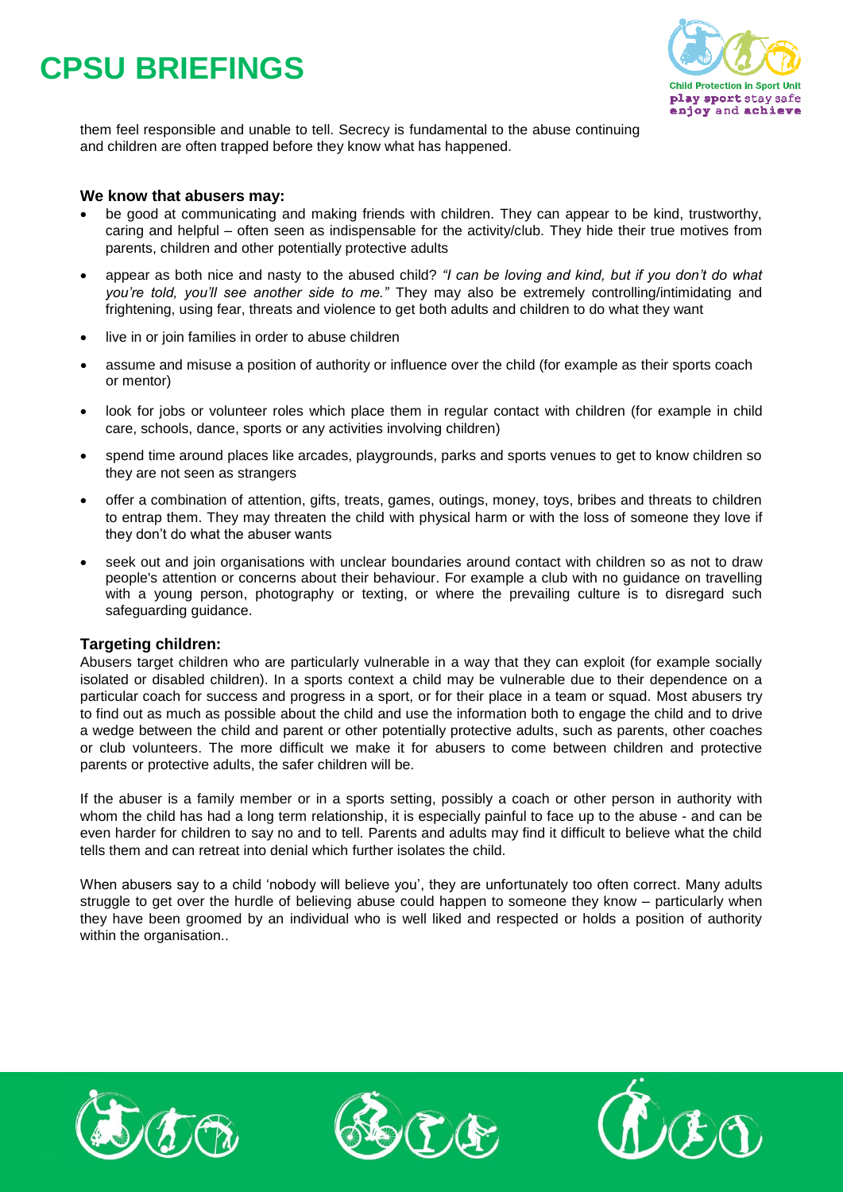them feel responsible and unable to tell. Secrecy is fundamental to the abuse continuing and children are often trapped before they know what has happened.

### We know that abusers may:

- be good at communicating and making friends with children. They can appear to be kind, trustworthy, caring and helpful – often seen as indispensable for the activity/club. They hide their true motives from parents, children and other potentially protective adults
- appear as both nice and nasty to the abused child? *"I can be loving and kind, but if you don't do what you're told, you'll see another side to me."* They may also be extremely controlling/intimidating and frightening, using fear, threats and violence to get both adults and children to do what they want
- live in or join families in order to abuse children
- assume and misuse a position of authority or influence over the child (for example as their sports coach or mentor)
- look for jobs or volunteer roles which place them in regular contact with children (for example in child care, schools, dance, sports or any activities involving children)
- spend time around places like arcades, playgrounds, parks and sports venues to get to know children so they are not seen as strangers
- offer a combination of attention, gifts, treats, games, outings, money, toys, bribes and threats to children to entrap them. They may threaten the child with physical harm or with the loss of someone they love if they don't do what the abuser wants
- seek out and join organisations with unclear boundaries around contact with children so as not to draw people's attention or concerns about their behaviour. For example a club with no guidance on travelling with a young person, photography or texting, or where the prevailing culture is to disregard such safeguarding guidance.

### Targeting children:

Abusers target children who are particularly vulnerable in a way that they can exploit (for example socially isolated or disabled children). In a sports context a child may be vulnerable due to their dependence on a particular coach for success and progress in a sport, or for their place in a team or squad. Most abusers try to find out as much as possible about the child and use the information both to engage the child and to drive a wedge between the child and parent or other potentially protective adults, such as parents, other coaches or club volunteers. The more difficult we make it for abusers to come between children and protective parents or protective adults, the safer children will be.

If the abuser is a family member or in a sports setting, possibly a coach or other person in authority with whom the child has had a long term relationship, it is especially painful to face up to the abuse - and can be even harder for children to say no and to tell. Parents and adults may find it difficult to believe what the child tells them and can retreat into denial which further isolates the child.

When abusers say to a child 'nobody will believe you', they are unfortunately too often correct. Many adults struggle to get over the hurdle of believing abuse could happen to someone they know – particularly when they have been groomed by an individual who is well liked and respected or holds a position of authority within the organisation..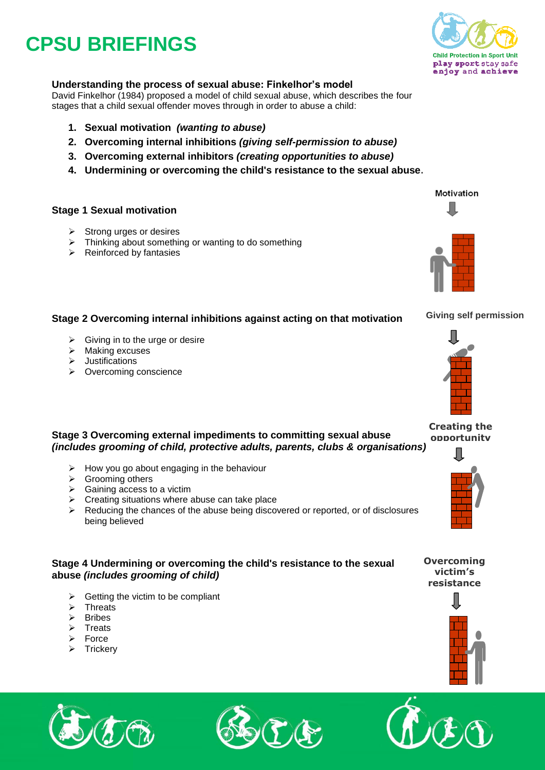# CPSU BRIEFINGS

Child Protection in Sport Unit
play sport stay safe
enjoy and achieve

## Understanding the process of sexual abuse: Finkelhor's model

David Finkelhor (1984) proposed a model of child sexual abuse, which describes the four stages that a child sexual offender moves through in order to abuse a child:

1. **Sexual motivation** ***(wanting to abuse)***
2. **Overcoming internal inhibitions** ***(giving self-permission to abuse)***
3. **Overcoming external inhibitors** ***(creating opportunities to abuse)***
4. **Undermining or overcoming the child's resistance to the sexual abuse.**

### Stage 1 Sexual motivation

Motivation

- Strong urges or desires
- Thinking about something or wanting to do something
- Reinforced by fantasies

### Stage 2 Overcoming internal inhibitions against acting on that motivation

Giving self permission

- Giving in to the urge or desire
- Making excuses
- Justifications
- Overcoming conscience

### Stage 3 Overcoming external impediments to committing sexual abuse *(includes grooming of child, protective adults, parents, clubs & organisations)*

Creating the opportunity

- How you go about engaging in the behaviour
- Grooming others
- Gaining access to a victim
- Creating situations where abuse can take place
- Reducing the chances of the abuse being discovered or reported, or of disclosures being believed

### Stage 4 Undermining or overcoming the child's resistance to the sexual abuse *(includes grooming of child)*

Overcoming victim's resistance

- Getting the victim to be compliant
- Threats
- Bribes
- Treats
- Force
- Trickery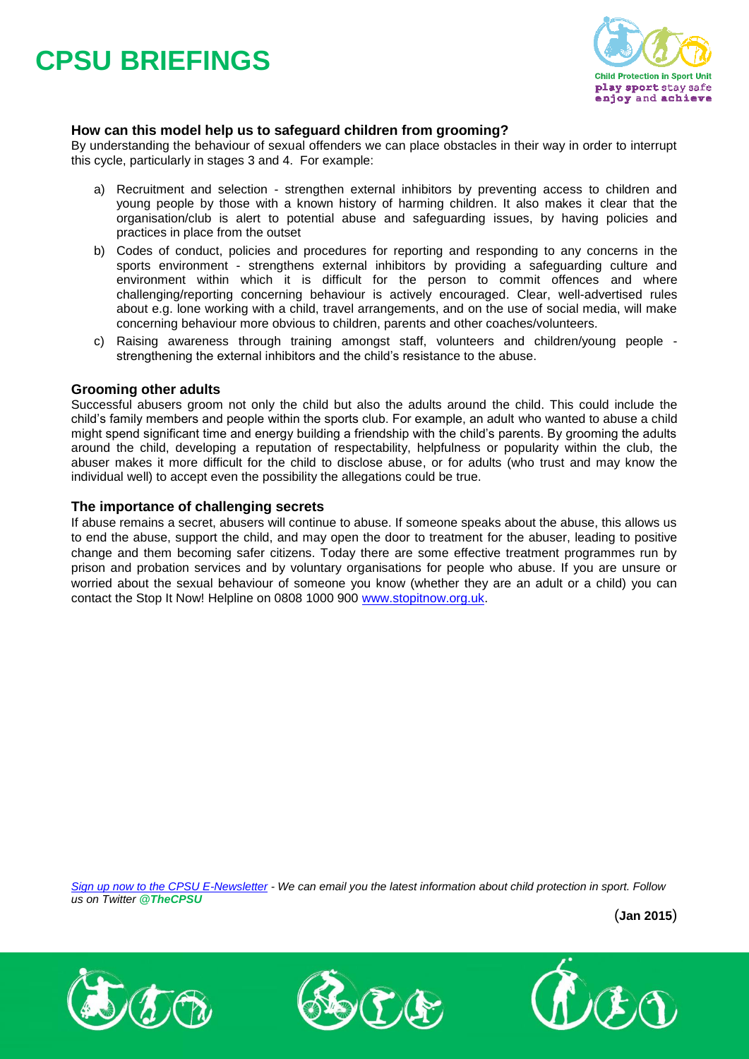### How can this model help us to safeguard children from grooming?

By understanding the behaviour of sexual offenders we can place obstacles in their way in order to interrupt this cycle, particularly in stages 3 and 4. For example:

a) Recruitment and selection - strengthen external inhibitors by preventing access to children and young people by those with a known history of harming children. It also makes it clear that the organisation/club is alert to potential abuse and safeguarding issues, by having policies and practices in place from the outset

b) Codes of conduct, policies and procedures for reporting and responding to any concerns in the sports environment - strengthens external inhibitors by providing a safeguarding culture and environment within which it is difficult for the person to commit offences and where challenging/reporting concerning behaviour is actively encouraged. Clear, well-advertised rules about e.g. lone working with a child, travel arrangements, and on the use of social media, will make concerning behaviour more obvious to children, parents and other coaches/volunteers.

c) Raising awareness through training amongst staff, volunteers and children/young people - strengthening the external inhibitors and the child's resistance to the abuse.

### Grooming other adults

Successful abusers groom not only the child but also the adults around the child. This could include the child's family members and people within the sports club. For example, an adult who wanted to abuse a child might spend significant time and energy building a friendship with the child's parents. By grooming the adults around the child, developing a reputation of respectability, helpfulness or popularity within the club, the abuser makes it more difficult for the child to disclose abuse, or for adults (who trust and may know the individual well) to accept even the possibility the allegations could be true.

### The importance of challenging secrets

If abuse remains a secret, abusers will continue to abuse. If someone speaks about the abuse, this allows us to end the abuse, support the child, and may open the door to treatment for the abuser, leading to positive change and them becoming safer citizens. Today there are some effective treatment programmes run by prison and probation services and by voluntary organisations for people who abuse. If you are unsure or worried about the sexual behaviour of someone you know (whether they are an adult or a child) you can contact the Stop It Now! Helpline on 0808 1000 900 www.stopitnow.org.uk.

*Sign up now to the CPSU E-Newsletter - We can email you the latest information about child protection in sport. Follow us on Twitter* ***@TheCPSU***

**(Jan 2015)**